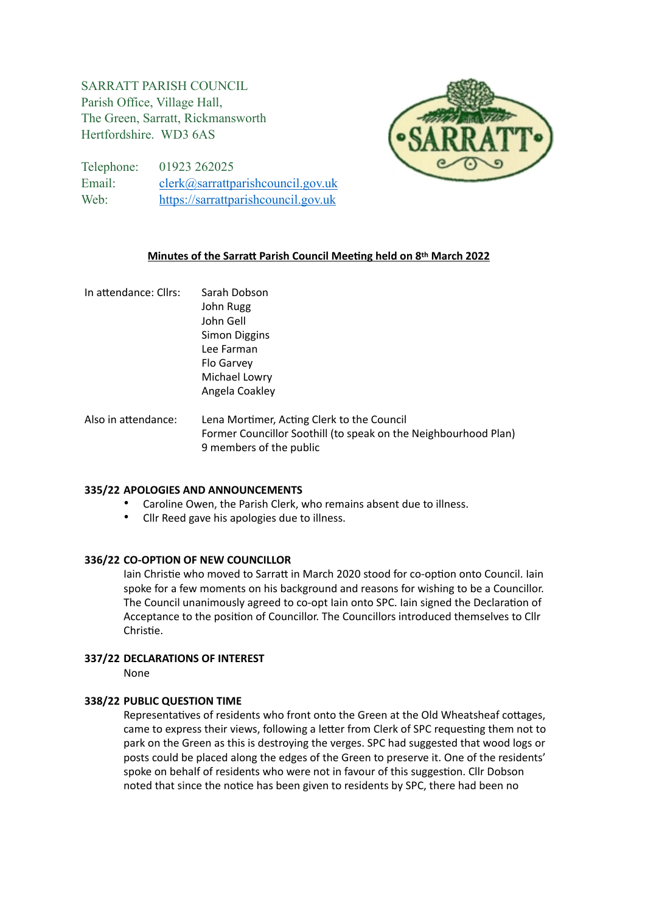SARRATT PARISH COUNCIL
Parish Office, Village Hall,
The Green, Sarratt, Rickmansworth
Hertfordshire. WD3 6AS

Telephone: 01923 262025
Email: clerk@sarrattparishcouncil.gov.uk
Web: https://sarrattparishcouncil.gov.uk

## Minutes of the Sarratt Parish Council Meeting held on 8th March 2022

In attendance: Cllrs: Sarah Dobson
John Rugg
John Gell
Simon Diggins
Lee Farman
Flo Garvey
Michael Lowry
Angela Coakley

Also in attendance: Lena Mortimer, Acting Clerk to the Council
Former Councillor Soothill (to speak on the Neighbourhood Plan)
9 members of the public

### 335/22 APOLOGIES AND ANNOUNCEMENTS

- Caroline Owen, the Parish Clerk, who remains absent due to illness.
- Cllr Reed gave his apologies due to illness.

### 336/22 CO-OPTION OF NEW COUNCILLOR

Iain Christie who moved to Sarratt in March 2020 stood for co-option onto Council. Iain spoke for a few moments on his background and reasons for wishing to be a Councillor. The Council unanimously agreed to co-opt Iain onto SPC. Iain signed the Declaration of Acceptance to the position of Councillor. The Councillors introduced themselves to Cllr Christie.

### 337/22 DECLARATIONS OF INTEREST

None

### 338/22 PUBLIC QUESTION TIME

Representatives of residents who front onto the Green at the Old Wheatsheaf cottages, came to express their views, following a letter from Clerk of SPC requesting them not to park on the Green as this is destroying the verges. SPC had suggested that wood logs or posts could be placed along the edges of the Green to preserve it. One of the residents' spoke on behalf of residents who were not in favour of this suggestion. Cllr Dobson noted that since the notice has been given to residents by SPC, there had been no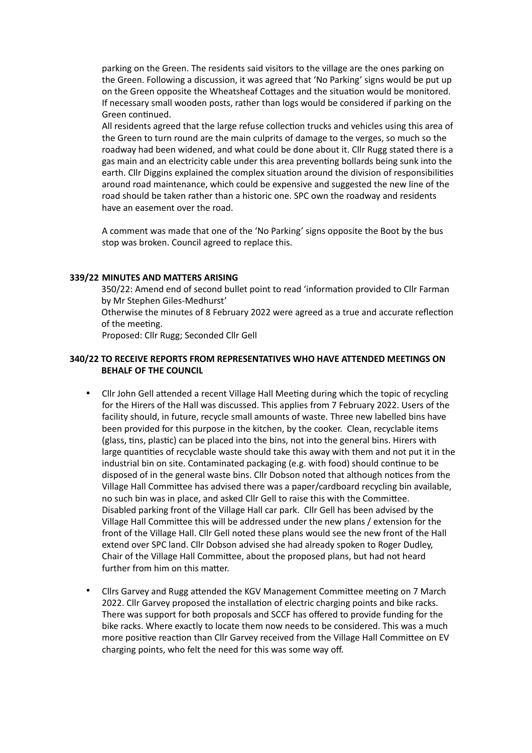parking on the Green. The residents said visitors to the village are the ones parking on the Green. Following a discussion, it was agreed that 'No Parking' signs would be put up on the Green opposite the Wheatsheaf Cottages and the situation would be monitored. If necessary small wooden posts, rather than logs would be considered if parking on the Green continued.

All residents agreed that the large refuse collection trucks and vehicles using this area of the Green to turn round are the main culprits of damage to the verges, so much so the roadway had been widened, and what could be done about it. Cllr Rugg stated there is a gas main and an electricity cable under this area preventing bollards being sunk into the earth. Cllr Diggins explained the complex situation around the division of responsibilities around road maintenance, which could be expensive and suggested the new line of the road should be taken rather than a historic one. SPC own the roadway and residents have an easement over the road.

A comment was made that one of the 'No Parking' signs opposite the Boot by the bus stop was broken. Council agreed to replace this.

**339/22 MINUTES AND MATTERS ARISING**

350/22: Amend end of second bullet point to read 'information provided to Cllr Farman by Mr Stephen Giles-Medhurst'

Otherwise the minutes of 8 February 2022 were agreed as a true and accurate reflection of the meeting.

Proposed: Cllr Rugg; Seconded Cllr Gell

**340/22 TO RECEIVE REPORTS FROM REPRESENTATIVES WHO HAVE ATTENDED MEETINGS ON BEHALF OF THE COUNCIL**

- Cllr John Gell attended a recent Village Hall Meeting during which the topic of recycling for the Hirers of the Hall was discussed. This applies from 7 February 2022. Users of the facility should, in future, recycle small amounts of waste. Three new labelled bins have been provided for this purpose in the kitchen, by the cooker. Clean, recyclable items (glass, tins, plastic) can be placed into the bins, not into the general bins. Hirers with large quantities of recyclable waste should take this away with them and not put it in the industrial bin on site. Contaminated packaging (e.g. with food) should continue to be disposed of in the general waste bins. Cllr Dobson noted that although notices from the Village Hall Committee has advised there was a paper/cardboard recycling bin available, no such bin was in place, and asked Cllr Gell to raise this with the Committee.
  Disabled parking front of the Village Hall car park. Cllr Gell has been advised by the Village Hall Committee this will be addressed under the new plans / extension for the front of the Village Hall. Cllr Gell noted these plans would see the new front of the Hall extend over SPC land. Cllr Dobson advised she had already spoken to Roger Dudley, Chair of the Village Hall Committee, about the proposed plans, but had not heard further from him on this matter.

- Cllrs Garvey and Rugg attended the KGV Management Committee meeting on 7 March 2022. Cllr Garvey proposed the installation of electric charging points and bike racks. There was support for both proposals and SCCF has offered to provide funding for the bike racks. Where exactly to locate them now needs to be considered. This was a much more positive reaction than Cllr Garvey received from the Village Hall Committee on EV charging points, who felt the need for this was some way off.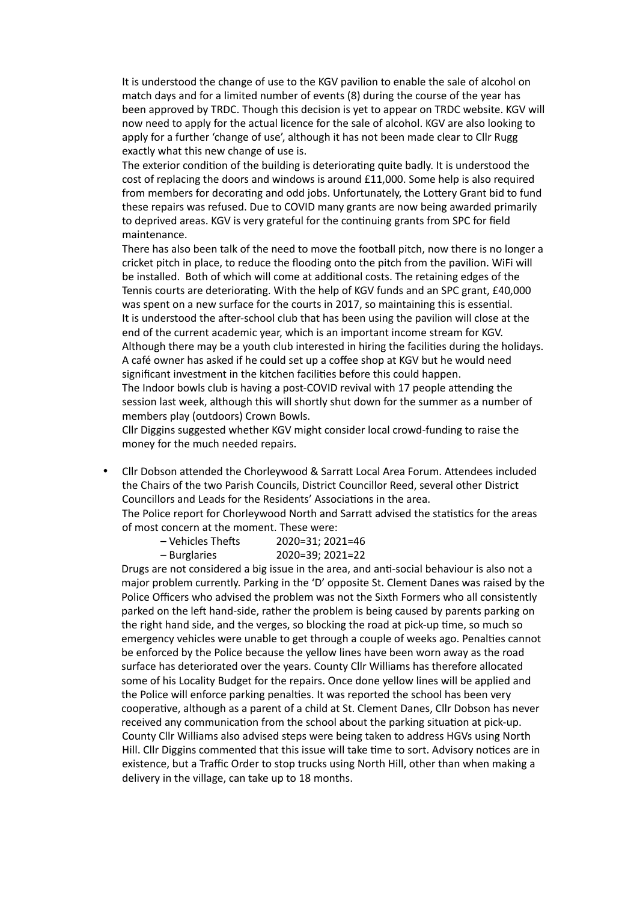It is understood the change of use to the KGV pavilion to enable the sale of alcohol on match days and for a limited number of events (8) during the course of the year has been approved by TRDC. Though this decision is yet to appear on TRDC website. KGV will now need to apply for the actual licence for the sale of alcohol. KGV are also looking to apply for a further 'change of use', although it has not been made clear to Cllr Rugg exactly what this new change of use is.

The exterior condition of the building is deteriorating quite badly. It is understood the cost of replacing the doors and windows is around £11,000. Some help is also required from members for decorating and odd jobs. Unfortunately, the Lottery Grant bid to fund these repairs was refused. Due to COVID many grants are now being awarded primarily to deprived areas. KGV is very grateful for the continuing grants from SPC for field maintenance.

There has also been talk of the need to move the football pitch, now there is no longer a cricket pitch in place, to reduce the flooding onto the pitch from the pavilion. WiFi will be installed. Both of which will come at additional costs. The retaining edges of the Tennis courts are deteriorating. With the help of KGV funds and an SPC grant, £40,000 was spent on a new surface for the courts in 2017, so maintaining this is essential.

It is understood the after-school club that has been using the pavilion will close at the end of the current academic year, which is an important income stream for KGV. Although there may be a youth club interested in hiring the facilities during the holidays.

A café owner has asked if he could set up a coffee shop at KGV but he would need significant investment in the kitchen facilities before this could happen.

The Indoor bowls club is having a post-COVID revival with 17 people attending the session last week, although this will shortly shut down for the summer as a number of members play (outdoors) Crown Bowls.

Cllr Diggins suggested whether KGV might consider local crowd-funding to raise the money for the much needed repairs.

- Cllr Dobson attended the Chorleywood & Sarratt Local Area Forum. Attendees included the Chairs of the two Parish Councils, District Councillor Reed, several other District Councillors and Leads for the Residents' Associations in the area.

  The Police report for Chorleywood North and Sarratt advised the statistics for the areas of most concern at the moment. These were:

  – Vehicles Thefts 2020=31; 2021=46
  – Burglaries 2020=39; 2021=22

  Drugs are not considered a big issue in the area, and anti-social behaviour is also not a major problem currently. Parking in the 'D' opposite St. Clement Danes was raised by the Police Officers who advised the problem was not the Sixth Formers who all consistently parked on the left hand-side, rather the problem is being caused by parents parking on the right hand side, and the verges, so blocking the road at pick-up time, so much so emergency vehicles were unable to get through a couple of weeks ago. Penalties cannot be enforced by the Police because the yellow lines have been worn away as the road surface has deteriorated over the years. County Cllr Williams has therefore allocated some of his Locality Budget for the repairs. Once done yellow lines will be applied and the Police will enforce parking penalties. It was reported the school has been very cooperative, although as a parent of a child at St. Clement Danes, Cllr Dobson has never received any communication from the school about the parking situation at pick-up. County Cllr Williams also advised steps were being taken to address HGVs using North Hill. Cllr Diggins commented that this issue will take time to sort. Advisory notices are in existence, but a Traffic Order to stop trucks using North Hill, other than when making a delivery in the village, can take up to 18 months.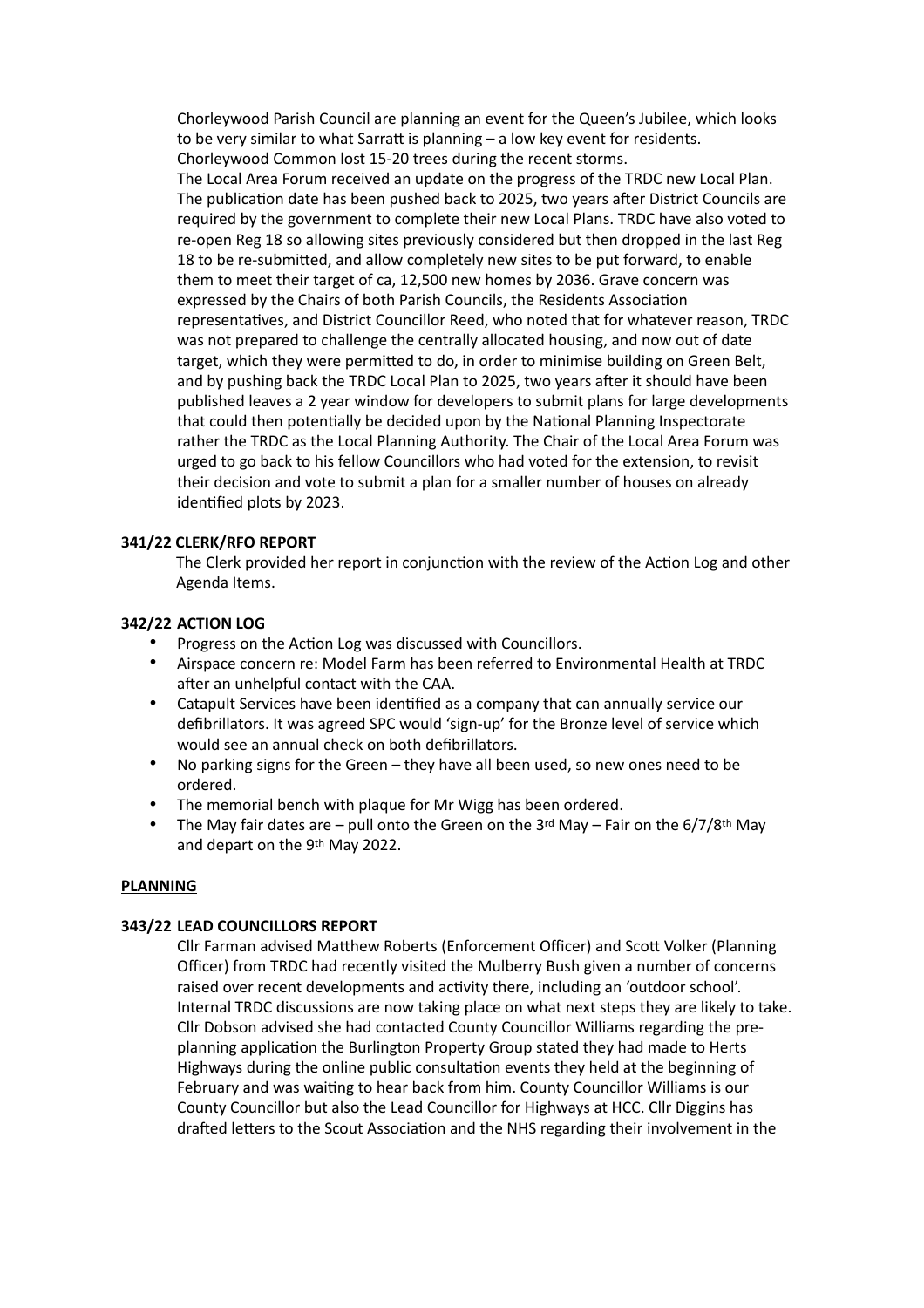Chorleywood Parish Council are planning an event for the Queen's Jubilee, which looks to be very similar to what Sarratt is planning – a low key event for residents. Chorleywood Common lost 15-20 trees during the recent storms.
The Local Area Forum received an update on the progress of the TRDC new Local Plan. The publication date has been pushed back to 2025, two years after District Councils are required by the government to complete their new Local Plans. TRDC have also voted to re-open Reg 18 so allowing sites previously considered but then dropped in the last Reg 18 to be re-submitted, and allow completely new sites to be put forward, to enable them to meet their target of ca, 12,500 new homes by 2036. Grave concern was expressed by the Chairs of both Parish Councils, the Residents Association representatives, and District Councillor Reed, who noted that for whatever reason, TRDC was not prepared to challenge the centrally allocated housing, and now out of date target, which they were permitted to do, in order to minimise building on Green Belt, and by pushing back the TRDC Local Plan to 2025, two years after it should have been published leaves a 2 year window for developers to submit plans for large developments that could then potentially be decided upon by the National Planning Inspectorate rather the TRDC as the Local Planning Authority. The Chair of the Local Area Forum was urged to go back to his fellow Councillors who had voted for the extension, to revisit their decision and vote to submit a plan for a smaller number of houses on already identified plots by 2023.

**341/22 CLERK/RFO REPORT**

The Clerk provided her report in conjunction with the review of the Action Log and other Agenda Items.

**342/22 ACTION LOG**

- Progress on the Action Log was discussed with Councillors.
- Airspace concern re: Model Farm has been referred to Environmental Health at TRDC after an unhelpful contact with the CAA.
- Catapult Services have been identified as a company that can annually service our defibrillators. It was agreed SPC would 'sign-up' for the Bronze level of service which would see an annual check on both defibrillators.
- No parking signs for the Green – they have all been used, so new ones need to be ordered.
- The memorial bench with plaque for Mr Wigg has been ordered.
- The May fair dates are – pull onto the Green on the 3rd May – Fair on the 6/7/8th May and depart on the 9th May 2022.

**PLANNING**

**343/22 LEAD COUNCILLORS REPORT**

Cllr Farman advised Matthew Roberts (Enforcement Officer) and Scott Volker (Planning Officer) from TRDC had recently visited the Mulberry Bush given a number of concerns raised over recent developments and activity there, including an 'outdoor school'. Internal TRDC discussions are now taking place on what next steps they are likely to take. Cllr Dobson advised she had contacted County Councillor Williams regarding the pre-planning application the Burlington Property Group stated they had made to Herts Highways during the online public consultation events they held at the beginning of February and was waiting to hear back from him. County Councillor Williams is our County Councillor but also the Lead Councillor for Highways at HCC. Cllr Diggins has drafted letters to the Scout Association and the NHS regarding their involvement in the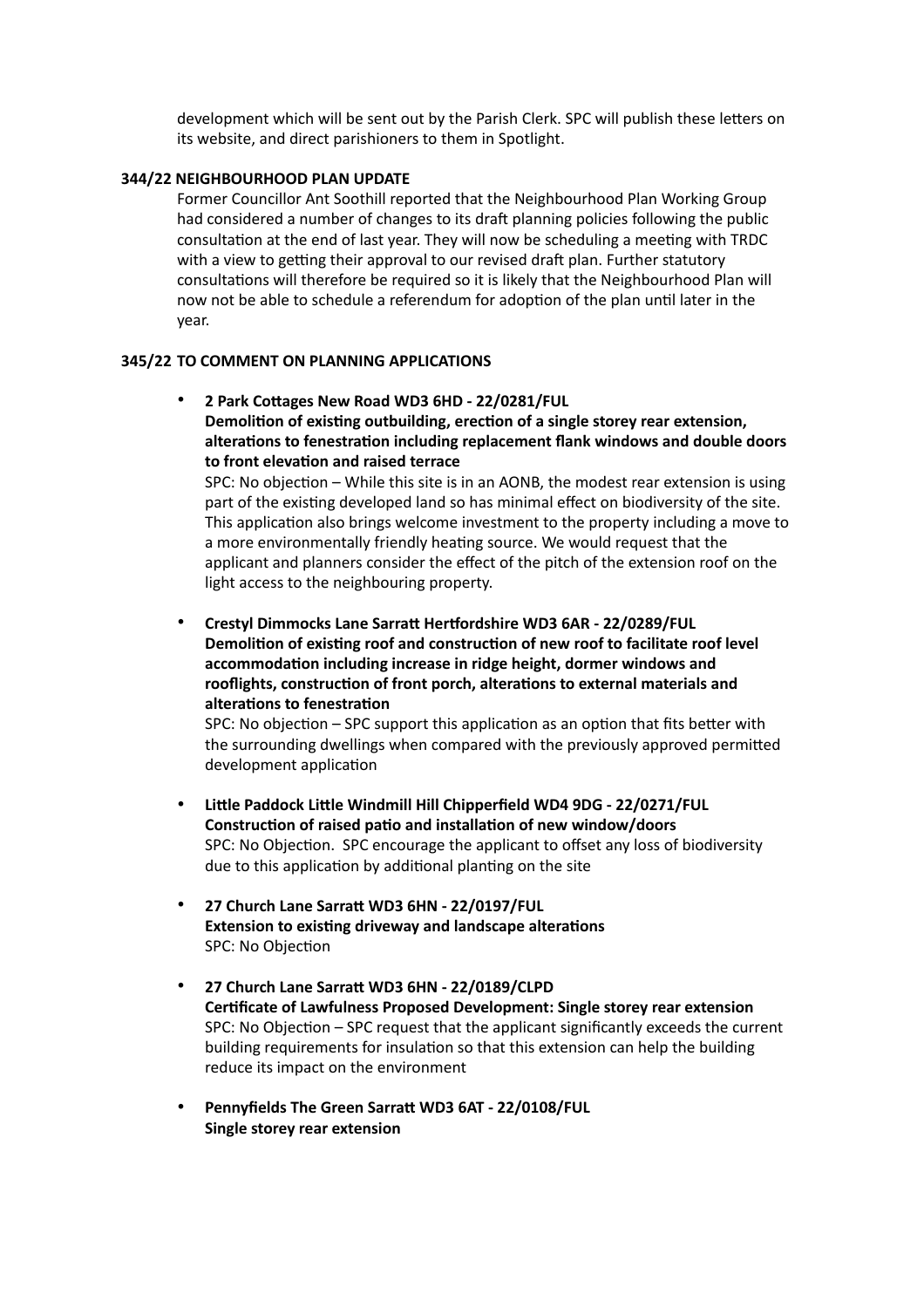development which will be sent out by the Parish Clerk. SPC will publish these letters on its website, and direct parishioners to them in Spotlight.

**344/22 NEIGHBOURHOOD PLAN UPDATE**

Former Councillor Ant Soothill reported that the Neighbourhood Plan Working Group had considered a number of changes to its draft planning policies following the public consultation at the end of last year. They will now be scheduling a meeting with TRDC with a view to getting their approval to our revised draft plan. Further statutory consultations will therefore be required so it is likely that the Neighbourhood Plan will now not be able to schedule a referendum for adoption of the plan until later in the year.

**345/22 TO COMMENT ON PLANNING APPLICATIONS**

- **2 Park Cottages New Road WD3 6HD - 22/0281/FUL**
  **Demolition of existing outbuilding, erection of a single storey rear extension, alterations to fenestration including replacement flank windows and double doors to front elevation and raised terrace**
  SPC: No objection – While this site is in an AONB, the modest rear extension is using part of the existing developed land so has minimal effect on biodiversity of the site. This application also brings welcome investment to the property including a move to a more environmentally friendly heating source. We would request that the applicant and planners consider the effect of the pitch of the extension roof on the light access to the neighbouring property.

- **Crestyl Dimmocks Lane Sarratt Hertfordshire WD3 6AR - 22/0289/FUL**
  **Demolition of existing roof and construction of new roof to facilitate roof level accommodation including increase in ridge height, dormer windows and rooflights, construction of front porch, alterations to external materials and alterations to fenestration**
  SPC: No objection – SPC support this application as an option that fits better with the surrounding dwellings when compared with the previously approved permitted development application

- **Little Paddock Little Windmill Hill Chipperfield WD4 9DG - 22/0271/FUL**
  **Construction of raised patio and installation of new window/doors**
  SPC: No Objection. SPC encourage the applicant to offset any loss of biodiversity due to this application by additional planting on the site

- **27 Church Lane Sarratt WD3 6HN - 22/0197/FUL**
  **Extension to existing driveway and landscape alterations**
  SPC: No Objection

- **27 Church Lane Sarratt WD3 6HN - 22/0189/CLPD**
  **Certificate of Lawfulness Proposed Development: Single storey rear extension**
  SPC: No Objection – SPC request that the applicant significantly exceeds the current building requirements for insulation so that this extension can help the building reduce its impact on the environment

- **Pennyfields The Green Sarratt WD3 6AT - 22/0108/FUL**
  **Single storey rear extension**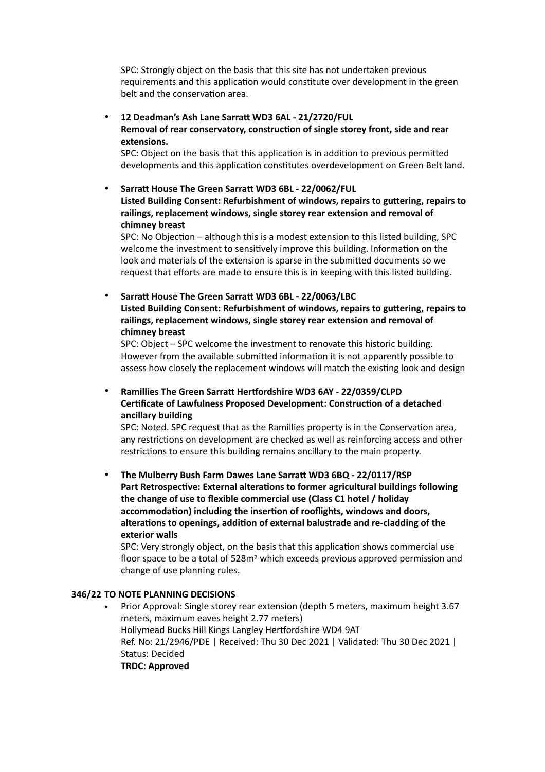SPC: Strongly object on the basis that this site has not undertaken previous requirements and this application would constitute over development in the green belt and the conservation area.

- **12 Deadman's Ash Lane Sarratt WD3 6AL - 21/2720/FUL**
  **Removal of rear conservatory, construction of single storey front, side and rear extensions.**
  SPC: Object on the basis that this application is in addition to previous permitted developments and this application constitutes overdevelopment on Green Belt land.

- **Sarratt House The Green Sarratt WD3 6BL - 22/0062/FUL**
  **Listed Building Consent: Refurbishment of windows, repairs to guttering, repairs to railings, replacement windows, single storey rear extension and removal of chimney breast**
  SPC: No Objection – although this is a modest extension to this listed building, SPC welcome the investment to sensitively improve this building. Information on the look and materials of the extension is sparse in the submitted documents so we request that efforts are made to ensure this is in keeping with this listed building.

- **Sarratt House The Green Sarratt WD3 6BL - 22/0063/LBC**
  **Listed Building Consent: Refurbishment of windows, repairs to guttering, repairs to railings, replacement windows, single storey rear extension and removal of chimney breast**
  SPC: Object – SPC welcome the investment to renovate this historic building. However from the available submitted information it is not apparently possible to assess how closely the replacement windows will match the existing look and design

- **Ramillies The Green Sarratt Hertfordshire WD3 6AY - 22/0359/CLPD**
  **Certificate of Lawfulness Proposed Development: Construction of a detached ancillary building**
  SPC: Noted. SPC request that as the Ramillies property is in the Conservation area, any restrictions on development are checked as well as reinforcing access and other restrictions to ensure this building remains ancillary to the main property.

- **The Mulberry Bush Farm Dawes Lane Sarratt WD3 6BQ - 22/0117/RSP**
  **Part Retrospective: External alterations to former agricultural buildings following the change of use to flexible commercial use (Class C1 hotel / holiday accommodation) including the insertion of rooflights, windows and doors, alterations to openings, addition of external balustrade and re-cladding of the exterior walls**
  SPC: Very strongly object, on the basis that this application shows commercial use floor space to be a total of 528m² which exceeds previous approved permission and change of use planning rules.

**346/22 TO NOTE PLANNING DECISIONS**

- Prior Approval: Single storey rear extension (depth 5 meters, maximum height 3.67 meters, maximum eaves height 2.77 meters)
  Hollymead Bucks Hill Kings Langley Hertfordshire WD4 9AT
  Ref. No: 21/2946/PDE | Received: Thu 30 Dec 2021 | Validated: Thu 30 Dec 2021 | Status: Decided
  **TRDC: Approved**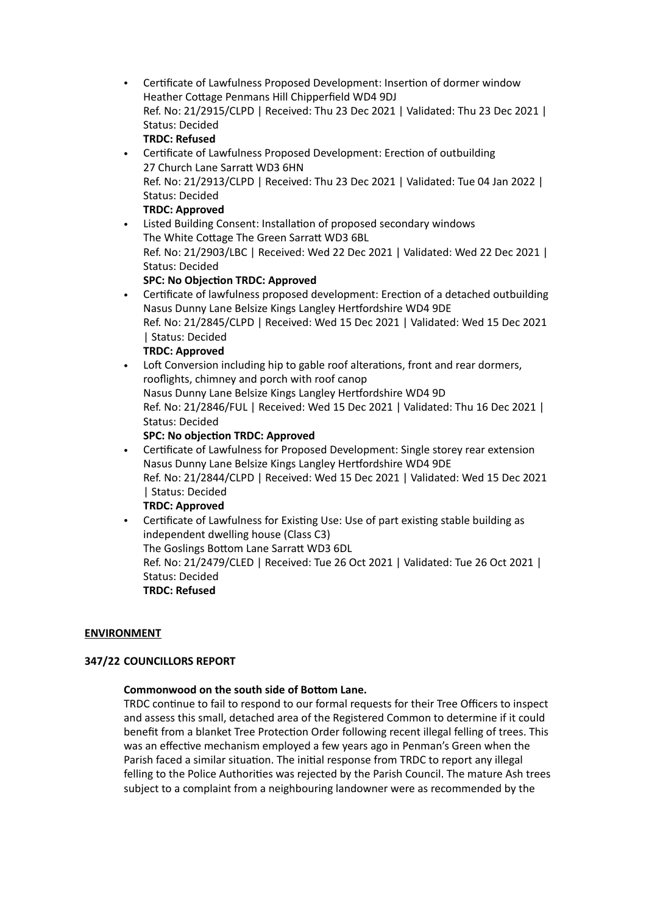- Certificate of Lawfulness Proposed Development: Insertion of dormer window
  Heather Cottage Penmans Hill Chipperfield WD4 9DJ
  Ref. No: 21/2915/CLPD | Received: Thu 23 Dec 2021 | Validated: Thu 23 Dec 2021 | Status: Decided
  **TRDC: Refused**
- Certificate of Lawfulness Proposed Development: Erection of outbuilding
  27 Church Lane Sarratt WD3 6HN
  Ref. No: 21/2913/CLPD | Received: Thu 23 Dec 2021 | Validated: Tue 04 Jan 2022 | Status: Decided
  **TRDC: Approved**
- Listed Building Consent: Installation of proposed secondary windows
  The White Cottage The Green Sarratt WD3 6BL
  Ref. No: 21/2903/LBC | Received: Wed 22 Dec 2021 | Validated: Wed 22 Dec 2021 | Status: Decided
  **SPC: No Objection TRDC: Approved**
- Certificate of lawfulness proposed development: Erection of a detached outbuilding
  Nasus Dunny Lane Belsize Kings Langley Hertfordshire WD4 9DE
  Ref. No: 21/2845/CLPD | Received: Wed 15 Dec 2021 | Validated: Wed 15 Dec 2021 | Status: Decided
  **TRDC: Approved**
- Loft Conversion including hip to gable roof alterations, front and rear dormers, rooflights, chimney and porch with roof canop
  Nasus Dunny Lane Belsize Kings Langley Hertfordshire WD4 9D
  Ref. No: 21/2846/FUL | Received: Wed 15 Dec 2021 | Validated: Thu 16 Dec 2021 | Status: Decided
  **SPC: No objection TRDC: Approved**
- Certificate of Lawfulness for Proposed Development: Single storey rear extension
  Nasus Dunny Lane Belsize Kings Langley Hertfordshire WD4 9DE
  Ref. No: 21/2844/CLPD | Received: Wed 15 Dec 2021 | Validated: Wed 15 Dec 2021 | Status: Decided
  **TRDC: Approved**
- Certificate of Lawfulness for Existing Use: Use of part existing stable building as independent dwelling house (Class C3)
  The Goslings Bottom Lane Sarratt WD3 6DL
  Ref. No: 21/2479/CLED | Received: Tue 26 Oct 2021 | Validated: Tue 26 Oct 2021 | Status: Decided
  **TRDC: Refused**

**ENVIRONMENT**

**347/22 COUNCILLORS REPORT**

**Commonwood on the south side of Bottom Lane.**

TRDC continue to fail to respond to our formal requests for their Tree Officers to inspect and assess this small, detached area of the Registered Common to determine if it could benefit from a blanket Tree Protection Order following recent illegal felling of trees. This was an effective mechanism employed a few years ago in Penman's Green when the Parish faced a similar situation. The initial response from TRDC to report any illegal felling to the Police Authorities was rejected by the Parish Council. The mature Ash trees subject to a complaint from a neighbouring landowner were as recommended by the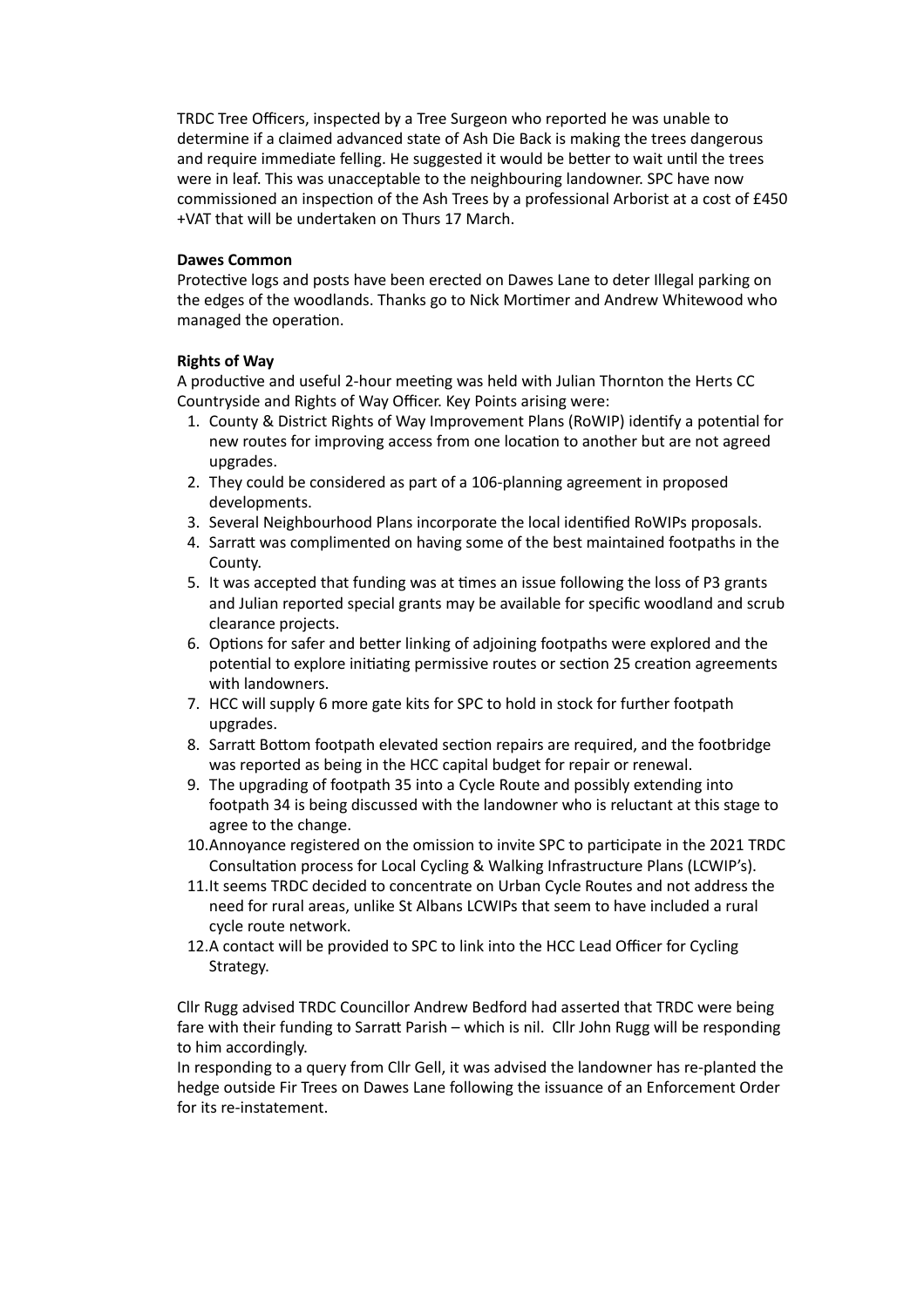TRDC Tree Officers, inspected by a Tree Surgeon who reported he was unable to determine if a claimed advanced state of Ash Die Back is making the trees dangerous and require immediate felling. He suggested it would be better to wait until the trees were in leaf. This was unacceptable to the neighbouring landowner. SPC have now commissioned an inspection of the Ash Trees by a professional Arborist at a cost of £450 +VAT that will be undertaken on Thurs 17 March.

**Dawes Common**

Protective logs and posts have been erected on Dawes Lane to deter Illegal parking on the edges of the woodlands. Thanks go to Nick Mortimer and Andrew Whitewood who managed the operation.

**Rights of Way**

A productive and useful 2-hour meeting was held with Julian Thornton the Herts CC Countryside and Rights of Way Officer. Key Points arising were:

1. County & District Rights of Way Improvement Plans (RoWIP) identify a potential for new routes for improving access from one location to another but are not agreed upgrades.
2. They could be considered as part of a 106-planning agreement in proposed developments.
3. Several Neighbourhood Plans incorporate the local identified RoWIPs proposals.
4. Sarratt was complimented on having some of the best maintained footpaths in the County.
5. It was accepted that funding was at times an issue following the loss of P3 grants and Julian reported special grants may be available for specific woodland and scrub clearance projects.
6. Options for safer and better linking of adjoining footpaths were explored and the potential to explore initiating permissive routes or section 25 creation agreements with landowners.
7. HCC will supply 6 more gate kits for SPC to hold in stock for further footpath upgrades.
8. Sarratt Bottom footpath elevated section repairs are required, and the footbridge was reported as being in the HCC capital budget for repair or renewal.
9. The upgrading of footpath 35 into a Cycle Route and possibly extending into footpath 34 is being discussed with the landowner who is reluctant at this stage to agree to the change.
10. Annoyance registered on the omission to invite SPC to participate in the 2021 TRDC Consultation process for Local Cycling & Walking Infrastructure Plans (LCWIP's).
11. It seems TRDC decided to concentrate on Urban Cycle Routes and not address the need for rural areas, unlike St Albans LCWIPs that seem to have included a rural cycle route network.
12. A contact will be provided to SPC to link into the HCC Lead Officer for Cycling Strategy.

Cllr Rugg advised TRDC Councillor Andrew Bedford had asserted that TRDC were being fare with their funding to Sarratt Parish – which is nil. Cllr John Rugg will be responding to him accordingly.
In responding to a query from Cllr Gell, it was advised the landowner has re-planted the hedge outside Fir Trees on Dawes Lane following the issuance of an Enforcement Order for its re-instatement.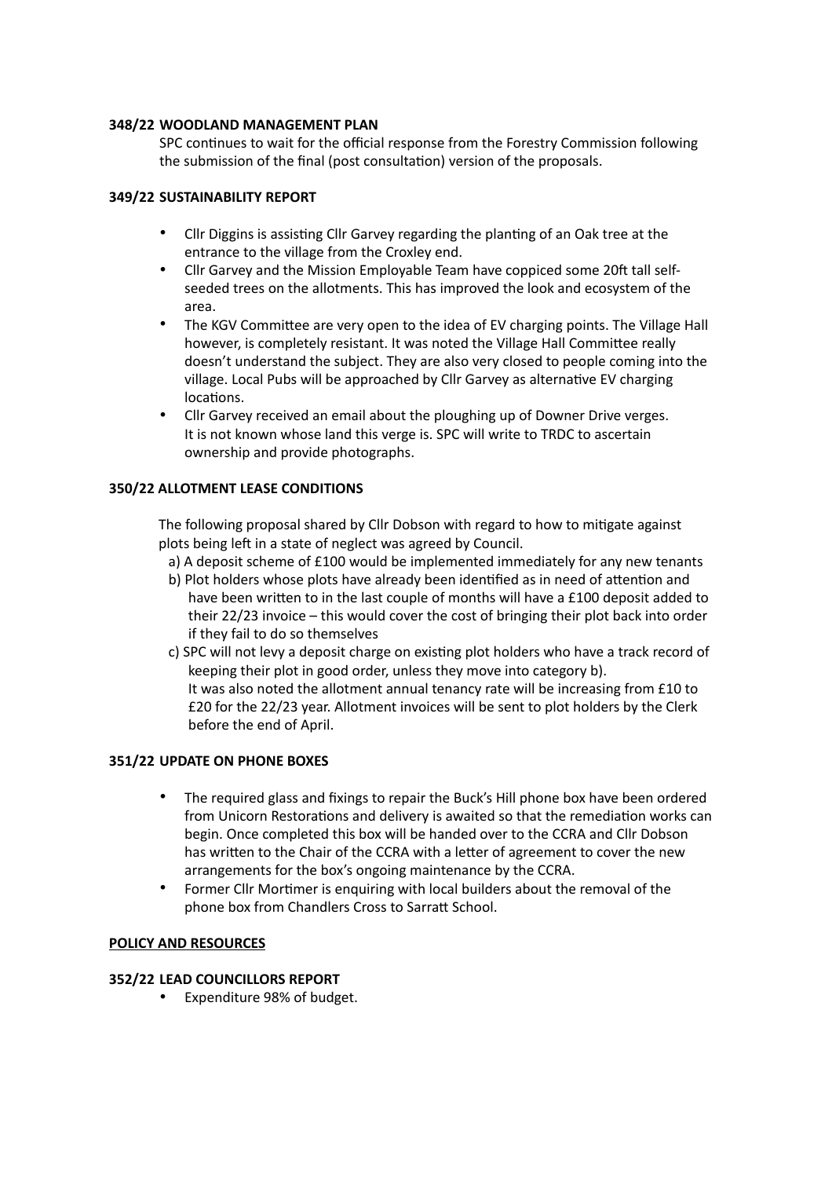**348/22 WOODLAND MANAGEMENT PLAN**

SPC continues to wait for the official response from the Forestry Commission following the submission of the final (post consultation) version of the proposals.

**349/22 SUSTAINABILITY REPORT**

- Cllr Diggins is assisting Cllr Garvey regarding the planting of an Oak tree at the entrance to the village from the Croxley end.
- Cllr Garvey and the Mission Employable Team have coppiced some 20ft tall self-seeded trees on the allotments. This has improved the look and ecosystem of the area.
- The KGV Committee are very open to the idea of EV charging points. The Village Hall however, is completely resistant. It was noted the Village Hall Committee really doesn't understand the subject. They are also very closed to people coming into the village. Local Pubs will be approached by Cllr Garvey as alternative EV charging locations.
- Cllr Garvey received an email about the ploughing up of Downer Drive verges. It is not known whose land this verge is. SPC will write to TRDC to ascertain ownership and provide photographs.

**350/22 ALLOTMENT LEASE CONDITIONS**

The following proposal shared by Cllr Dobson with regard to how to mitigate against plots being left in a state of neglect was agreed by Council.

a) A deposit scheme of £100 would be implemented immediately for any new tenants

b) Plot holders whose plots have already been identified as in need of attention and have been written to in the last couple of months will have a £100 deposit added to their 22/23 invoice – this would cover the cost of bringing their plot back into order if they fail to do so themselves

c) SPC will not levy a deposit charge on existing plot holders who have a track record of keeping their plot in good order, unless they move into category b).
It was also noted the allotment annual tenancy rate will be increasing from £10 to £20 for the 22/23 year. Allotment invoices will be sent to plot holders by the Clerk before the end of April.

**351/22 UPDATE ON PHONE BOXES**

- The required glass and fixings to repair the Buck's Hill phone box have been ordered from Unicorn Restorations and delivery is awaited so that the remediation works can begin. Once completed this box will be handed over to the CCRA and Cllr Dobson has written to the Chair of the CCRA with a letter of agreement to cover the new arrangements for the box's ongoing maintenance by the CCRA.
- Former Cllr Mortimer is enquiring with local builders about the removal of the phone box from Chandlers Cross to Sarratt School.

**POLICY AND RESOURCES**

**352/22 LEAD COUNCILLORS REPORT**

- Expenditure 98% of budget.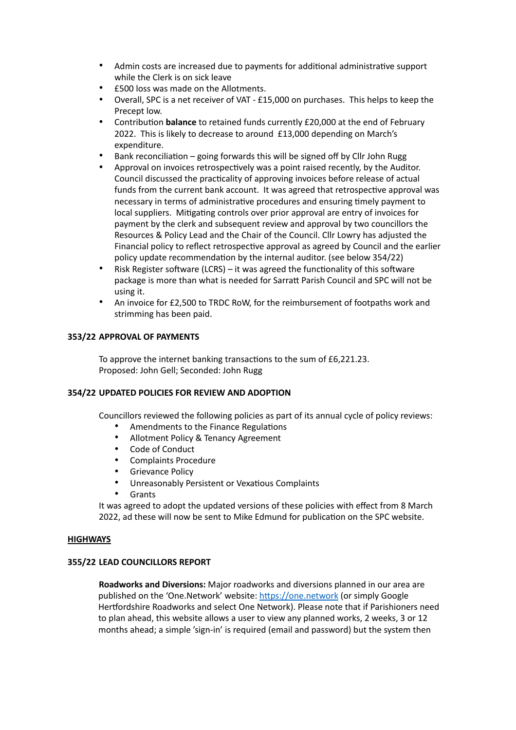- Admin costs are increased due to payments for additional administrative support while the Clerk is on sick leave
- £500 loss was made on the Allotments.
- Overall, SPC is a net receiver of VAT - £15,000 on purchases. This helps to keep the Precept low.
- Contribution **balance** to retained funds currently £20,000 at the end of February 2022. This is likely to decrease to around £13,000 depending on March's expenditure.
- Bank reconciliation – going forwards this will be signed off by Cllr John Rugg
- Approval on invoices retrospectively was a point raised recently, by the Auditor. Council discussed the practicality of approving invoices before release of actual funds from the current bank account. It was agreed that retrospective approval was necessary in terms of administrative procedures and ensuring timely payment to local suppliers. Mitigating controls over prior approval are entry of invoices for payment by the clerk and subsequent review and approval by two councillors the Resources & Policy Lead and the Chair of the Council. Cllr Lowry has adjusted the Financial policy to reflect retrospective approval as agreed by Council and the earlier policy update recommendation by the internal auditor. (see below 354/22)
- Risk Register software (LCRS) – it was agreed the functionality of this software package is more than what is needed for Sarratt Parish Council and SPC will not be using it.
- An invoice for £2,500 to TRDC RoW, for the reimbursement of footpaths work and strimming has been paid.

**353/22 APPROVAL OF PAYMENTS**

To approve the internet banking transactions to the sum of £6,221.23.
Proposed: John Gell; Seconded: John Rugg

**354/22 UPDATED POLICIES FOR REVIEW AND ADOPTION**

Councillors reviewed the following policies as part of its annual cycle of policy reviews:

- Amendments to the Finance Regulations
- Allotment Policy & Tenancy Agreement
- Code of Conduct
- Complaints Procedure
- Grievance Policy
- Unreasonably Persistent or Vexatious Complaints
- Grants

It was agreed to adopt the updated versions of these policies with effect from 8 March 2022, ad these will now be sent to Mike Edmund for publication on the SPC website.

**HIGHWAYS**

**355/22 LEAD COUNCILLORS REPORT**

**Roadworks and Diversions:** Major roadworks and diversions planned in our area are published on the 'One.Network' website: [https://one.network](https://one.network) (or simply Google Hertfordshire Roadworks and select One Network). Please note that if Parishioners need to plan ahead, this website allows a user to view any planned works, 2 weeks, 3 or 12 months ahead; a simple 'sign-in' is required (email and password) but the system then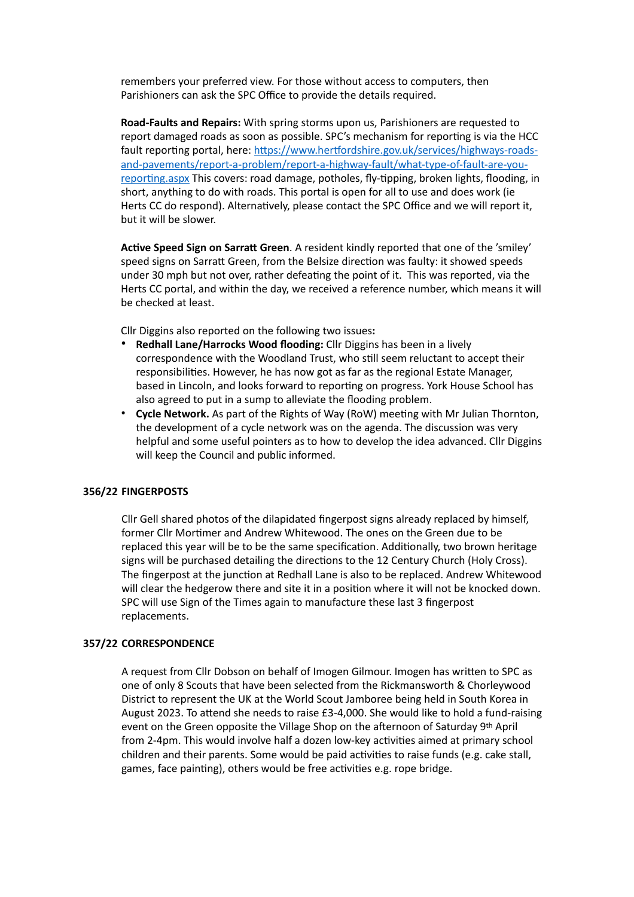remembers your preferred view. For those without access to computers, then Parishioners can ask the SPC Office to provide the details required.

**Road-Faults and Repairs:** With spring storms upon us, Parishioners are requested to report damaged roads as soon as possible. SPC's mechanism for reporting is via the HCC fault reporting portal, here: [https://www.hertfordshire.gov.uk/services/highways-roads-and-pavements/report-a-problem/report-a-highway-fault/what-type-of-fault-are-you-reporting.aspx](https://www.hertfordshire.gov.uk/services/highways-roads-and-pavements/report-a-problem/report-a-highway-fault/what-type-of-fault-are-you-reporting.aspx) This covers: road damage, potholes, fly-tipping, broken lights, flooding, in short, anything to do with roads. This portal is open for all to use and does work (ie Herts CC do respond). Alternatively, please contact the SPC Office and we will report it, but it will be slower.

**Active Speed Sign on Sarratt Green**. A resident kindly reported that one of the 'smiley' speed signs on Sarratt Green, from the Belsize direction was faulty: it showed speeds under 30 mph but not over, rather defeating the point of it. This was reported, via the Herts CC portal, and within the day, we received a reference number, which means it will be checked at least.

Cllr Diggins also reported on the following two issues**:**

- **Redhall Lane/Harrocks Wood flooding:** Cllr Diggins has been in a lively correspondence with the Woodland Trust, who still seem reluctant to accept their responsibilities. However, he has now got as far as the regional Estate Manager, based in Lincoln, and looks forward to reporting on progress. York House School has also agreed to put in a sump to alleviate the flooding problem.
- **Cycle Network.** As part of the Rights of Way (RoW) meeting with Mr Julian Thornton, the development of a cycle network was on the agenda. The discussion was very helpful and some useful pointers as to how to develop the idea advanced. Cllr Diggins will keep the Council and public informed.

### 356/22 FINGERPOSTS

Cllr Gell shared photos of the dilapidated fingerpost signs already replaced by himself, former Cllr Mortimer and Andrew Whitewood. The ones on the Green due to be replaced this year will be to be the same specification. Additionally, two brown heritage signs will be purchased detailing the directions to the 12 Century Church (Holy Cross). The fingerpost at the junction at Redhall Lane is also to be replaced. Andrew Whitewood will clear the hedgerow there and site it in a position where it will not be knocked down. SPC will use Sign of the Times again to manufacture these last 3 fingerpost replacements.

### 357/22 CORRESPONDENCE

A request from Cllr Dobson on behalf of Imogen Gilmour. Imogen has written to SPC as one of only 8 Scouts that have been selected from the Rickmansworth & Chorleywood District to represent the UK at the World Scout Jamboree being held in South Korea in August 2023. To attend she needs to raise £3-4,000. She would like to hold a fund-raising event on the Green opposite the Village Shop on the afternoon of Saturday 9th April from 2-4pm. This would involve half a dozen low-key activities aimed at primary school children and their parents. Some would be paid activities to raise funds (e.g. cake stall, games, face painting), others would be free activities e.g. rope bridge.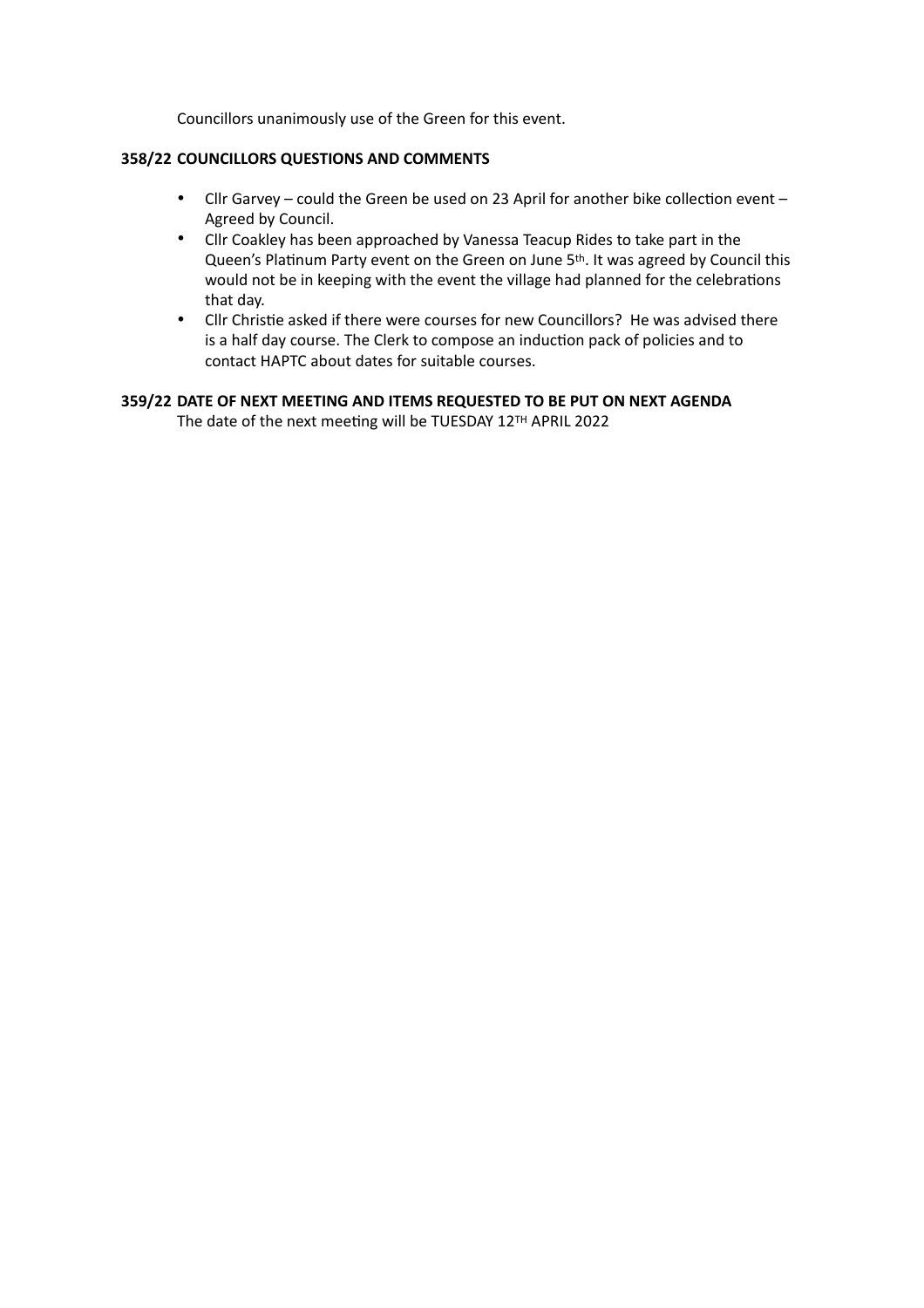Councillors unanimously use of the Green for this event.

**358/22 COUNCILLORS QUESTIONS AND COMMENTS**

- Cllr Garvey – could the Green be used on 23 April for another bike collection event – Agreed by Council.
- Cllr Coakley has been approached by Vanessa Teacup Rides to take part in the Queen's Platinum Party event on the Green on June 5th. It was agreed by Council this would not be in keeping with the event the village had planned for the celebrations that day.
- Cllr Christie asked if there were courses for new Councillors? He was advised there is a half day course. The Clerk to compose an induction pack of policies and to contact HAPTC about dates for suitable courses.

**359/22 DATE OF NEXT MEETING AND ITEMS REQUESTED TO BE PUT ON NEXT AGENDA**

The date of the next meeting will be TUESDAY 12TH APRIL 2022